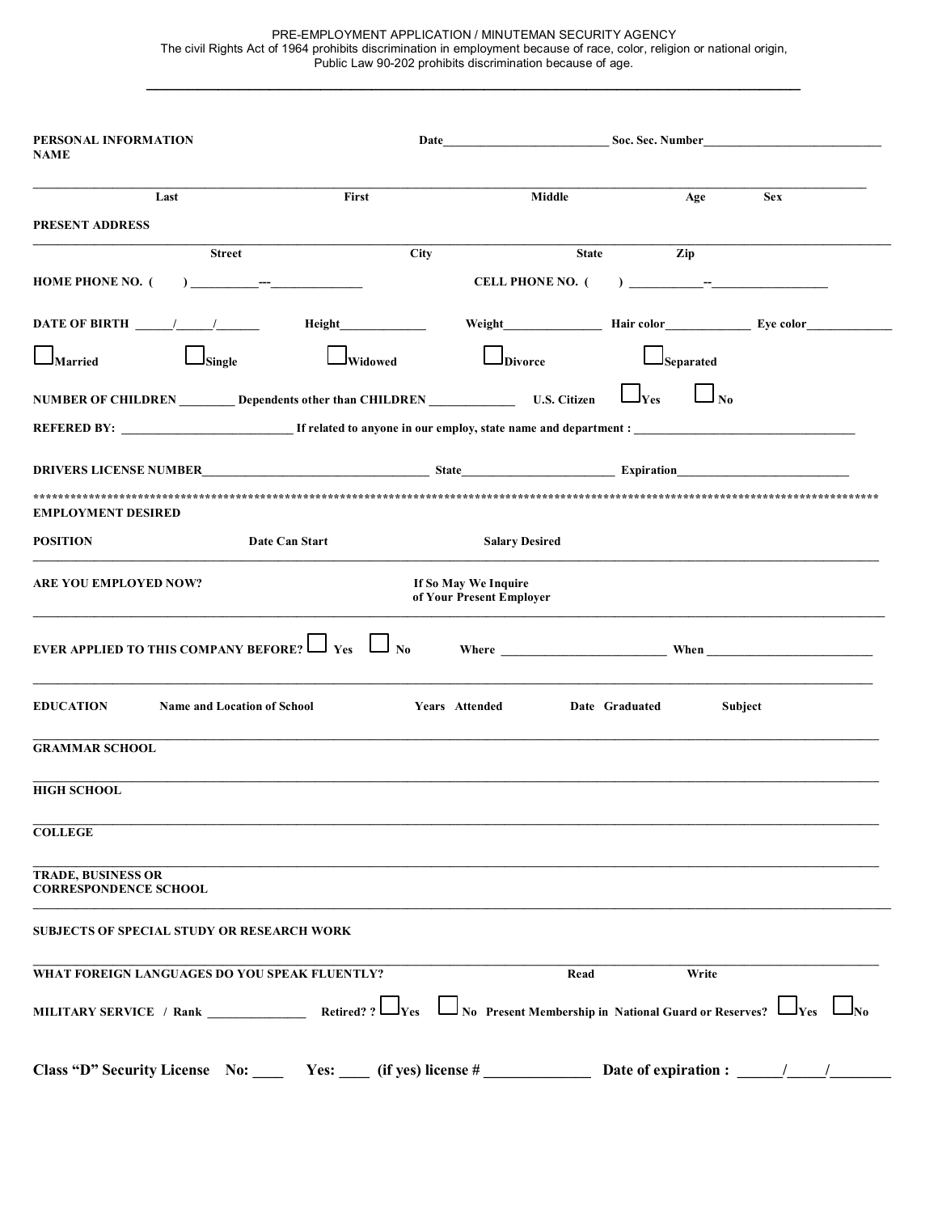PRE-EMPLOYMENT APPLICATION / MINUTEMAN SECURITY AGENCY
The civil Rights Act of 1964 prohibits discrimination in employment because of race, color, religion or national origin, Public Law 90-202 prohibits discrimination because of age.

---

**PERSONAL INFORMATION** **Date**\_\_\_\_\_\_\_\_\_\_\_\_\_\_\_\_\_\_\_\_\_\_\_\_\_\_ **Soc. Sec. Number**\_\_\_\_\_\_\_\_\_\_\_\_\_\_\_\_\_\_\_\_\_\_\_\_\_\_\_\_
**NAME**

\_\_\_\_\_\_\_\_\_\_\_\_\_\_\_\_\_\_\_\_\_\_\_\_\_\_\_\_\_\_\_\_\_\_\_\_\_\_\_\_\_\_\_\_\_\_\_\_\_\_\_\_\_\_\_\_\_\_\_\_\_\_\_\_\_\_\_\_\_\_\_\_\_\_\_\_\_\_\_\_\_\_
**Last** **First** **Middle** **Age** **Sex**

**PRESENT ADDRESS**

\_\_\_\_\_\_\_\_\_\_\_\_\_\_\_\_\_\_\_\_\_\_\_\_\_\_\_\_\_\_\_\_\_\_\_\_\_\_\_\_\_\_\_\_\_\_\_\_\_\_\_\_\_\_\_\_\_\_\_\_\_\_\_\_\_\_\_\_\_\_\_\_\_\_\_\_\_\_\_\_\_\_
**Street** **City** **State** **Zip**

**HOME PHONE NO. ( ) \_\_\_\_\_\_\_\_\_\_\_---\_\_\_\_\_\_\_\_\_\_\_\_\_\_\_** **CELL PHONE NO. ( ) \_\_\_\_\_\_\_\_\_\_\_\_--\_\_\_\_\_\_\_\_\_\_\_\_\_\_\_\_\_\_\_**

**DATE OF BIRTH** \_\_\_\_\_\_/\_\_\_\_\_\_/\_\_\_\_\_\_\_ **Height**\_\_\_\_\_\_\_\_\_\_\_\_\_\_ **Weight**\_\_\_\_\_\_\_\_\_\_\_\_\_\_\_\_ **Hair color**\_\_\_\_\_\_\_\_\_\_\_\_\_\_ **Eye color**\_\_\_\_\_\_\_\_\_\_\_\_\_\_

☐ **Married** ☐ **Single** ☐ **Widowed** ☐ **Divorce** ☐ **Separated**

**NUMBER OF CHILDREN** \_\_\_\_\_\_\_\_\_ **Dependents other than CHILDREN** \_\_\_\_\_\_\_\_\_\_\_\_\_\_ **U.S. Citizen** ☐ **Yes** ☐ **No**

**REFERED BY:** \_\_\_\_\_\_\_\_\_\_\_\_\_\_\_\_\_\_\_\_\_\_\_\_\_\_\_ **If related to anyone in our employ, state name and department :** \_\_\_\_\_\_\_\_\_\_\_\_\_\_\_\_\_\_\_\_\_\_\_\_\_\_\_\_\_\_\_\_\_\_\_\_

**DRIVERS LICENSE NUMBER**\_\_\_\_\_\_\_\_\_\_\_\_\_\_\_\_\_\_\_\_\_\_\_\_\_\_\_\_\_\_\_\_\_\_\_\_\_\_ **State**\_\_\_\_\_\_\_\_\_\_\_\_\_\_\_\_\_\_\_\_\_\_\_\_\_ **Expiration**\_\_\_\_\_\_\_\_\_\_\_\_\_\_\_\_\_\_\_\_\_\_\_\_\_\_\_\_

******************************************************************************************************************************

**EMPLOYMENT DESIRED**

**POSITION** **Date Can Start** **Salary Desired**

---

**ARE YOU EMPLOYED NOW?** **If So May We Inquire of Your Present Employer**

---

**EVER APPLIED TO THIS COMPANY BEFORE?** ☐ **Yes** ☐ **No** **Where** \_\_\_\_\_\_\_\_\_\_\_\_\_\_\_\_\_\_\_\_\_\_\_\_\_\_\_ **When** \_\_\_\_\_\_\_\_\_\_\_\_\_\_\_\_\_\_\_\_\_\_\_\_\_\_\_

---

| **EDUCATION** | **Name and Location of School** | **Years Attended** | **Date Graduated** | **Subject** |
|---|---|---|---|---|
| **GRAMMAR SCHOOL** | | | | |
| **HIGH SCHOOL** | | | | |
| **COLLEGE** | | | | |
| **TRADE, BUSINESS OR CORRESPONDENCE SCHOOL** | | | | |

**SUBJECTS OF SPECIAL STUDY OR RESEARCH WORK**

---

**WHAT FOREIGN LANGUAGES DO YOU SPEAK FLUENTLY?** **Read** **Write**

**MILITARY SERVICE / Rank** \_\_\_\_\_\_\_\_\_\_\_\_\_\_\_ **Retired? ?** ☐ **Yes** ☐ **No** **Present Membership in National Guard or Reserves?** ☐ **Yes** ☐ **No**

**Class "D" Security License No: \_\_\_\_ Yes: \_\_\_\_ (if yes) license # \_\_\_\_\_\_\_\_\_\_\_\_\_\_ Date of expiration : \_\_\_\_\_\_/\_\_\_\_\_/\_\_\_\_\_\_\_\_**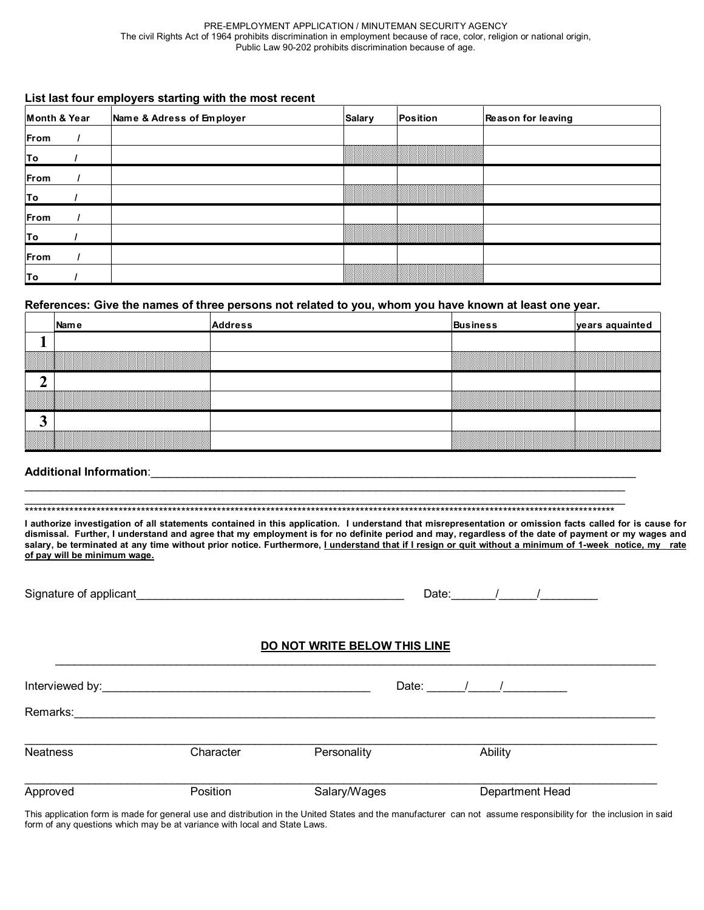PRE-EMPLOYMENT APPLICATION / MINUTEMAN SECURITY AGENCY
The civil Rights Act of 1964 prohibits discrimination in employment because of race, color, religion or national origin,
Public Law 90-202 prohibits discrimination because of age.

**List last four employers starting with the most recent**

| Month & Year | Name & Adress of Employer | Salary | Position | Reason for leaving |
|---|---|---|---|---|
| From / | | | | |
| To / | | | | |
| From / | | | | |
| To / | | | | |
| From / | | | | |
| To / | | | | |
| From / | | | | |
| To / | | | | |

**References: Give the names of three persons not related to you, whom you have known at least one year.**

| | Name | Address | Business | years aquainted |
|---|---|---|---|---|
| **1** | | | | |
| | | | | |
| **2** | | | | |
| | | | | |
| **3** | | | | |
| | | | | |

**Additional Information**:___________________________________________________________________________
_____________________________________________________________________________________________
_____________________________________________________________________________________________
*************************************************************************************************************************************

**I authorize investigation of all statements contained in this application. I understand that misrepresentation or omission facts called for is cause for dismissal. Further, I understand and agree that my employment is for no definite period and may, regardless of the date of payment or my wages and salary, be terminated at any time without prior notice. Furthermore, <u>I understand that if I resign or quit without a minimum of 1-week notice, my rate of pay will be minimum wage.</u>**

Signature of applicant__________________________________________ Date:_______/______/_________

**<u>DO NOT WRITE BELOW THIS LINE</u>**

_____________________________________________________________________________________________

Interviewed by:__________________________________________ Date: ______/_____/__________

Remarks:_____________________________________________________________________________________

_____________________________________________________________________________________________

Neatness Character Personality Ability

_____________________________________________________________________________________________

Approved Position Salary/Wages Department Head

This application form is made for general use and distribution in the United States and the manufacturer can not assume responsibility for the inclusion in said form of any questions which may be at variance with local and State Laws.